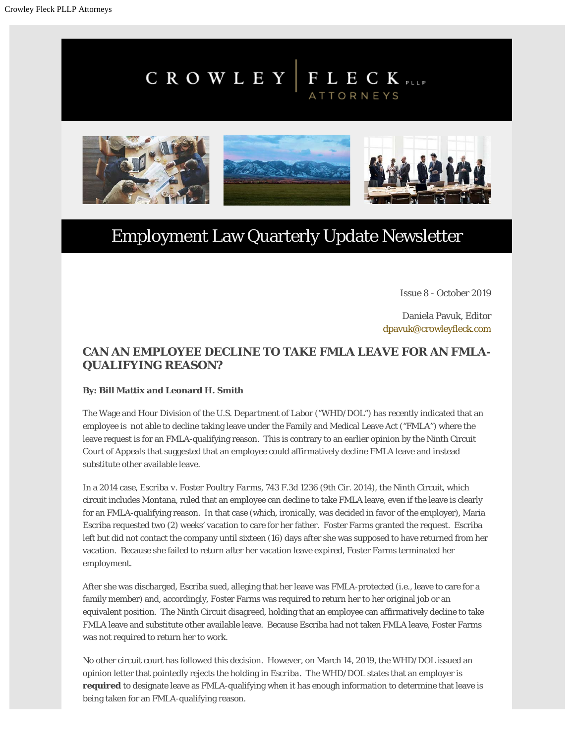# CROWLEY FLECK PLLP ATTORNEYS

## Employment Law Quarterly Update Newsletter

Issue 8 - October 2019

Daniela Pavuk, Editor
dpavuk@crowleyfleck.com

### CAN AN EMPLOYEE DECLINE TO TAKE FMLA LEAVE FOR AN FMLA-QUALIFYING REASON?

**By: Bill Mattix and Leonard H. Smith**

The Wage and Hour Division of the U.S. Department of Labor ("WHD/DOL") has recently indicated that an employee is not able to decline taking leave under the Family and Medical Leave Act ("FMLA") where the leave request is for an FMLA-qualifying reason. This is contrary to an earlier opinion by the Ninth Circuit Court of Appeals that suggested that an employee could affirmatively decline FMLA leave and instead substitute other available leave.

In a 2014 case, Escriba v. Foster *Poultry Farms*, 743 F.3d 1236 (9th Cir. 2014), the Ninth Circuit, which circuit includes Montana, ruled that an employee can decline to take FMLA leave, even if the leave is clearly for an FMLA-qualifying reason. In that case (which, ironically, was decided in favor of the employer), Maria Escriba requested two (2) weeks' vacation to care for her father. Foster Farms granted the request. Escriba left but did not contact the company until sixteen (16) days after she was supposed to have returned from her vacation. Because she failed to return after her vacation leave expired, Foster Farms terminated her employment.

After she was discharged, Escriba sued, alleging that her leave was FMLA-protected (i.e., leave to care for a family member) and, accordingly, Foster Farms was required to return her to her original job or an equivalent position. The Ninth Circuit disagreed, holding that an employee can affirmatively decline to take FMLA leave and substitute other available leave. Because Escriba had not taken FMLA leave, Foster Farms was not required to return her to work.

No other circuit court has followed this decision. However, on March 14, 2019, the WHD/DOL issued an opinion letter that pointedly rejects the holding in Escriba. The WHD/DOL states that an employer is **required** to designate leave as FMLA-qualifying when it has enough information to determine that leave is being taken for an FMLA-qualifying reason.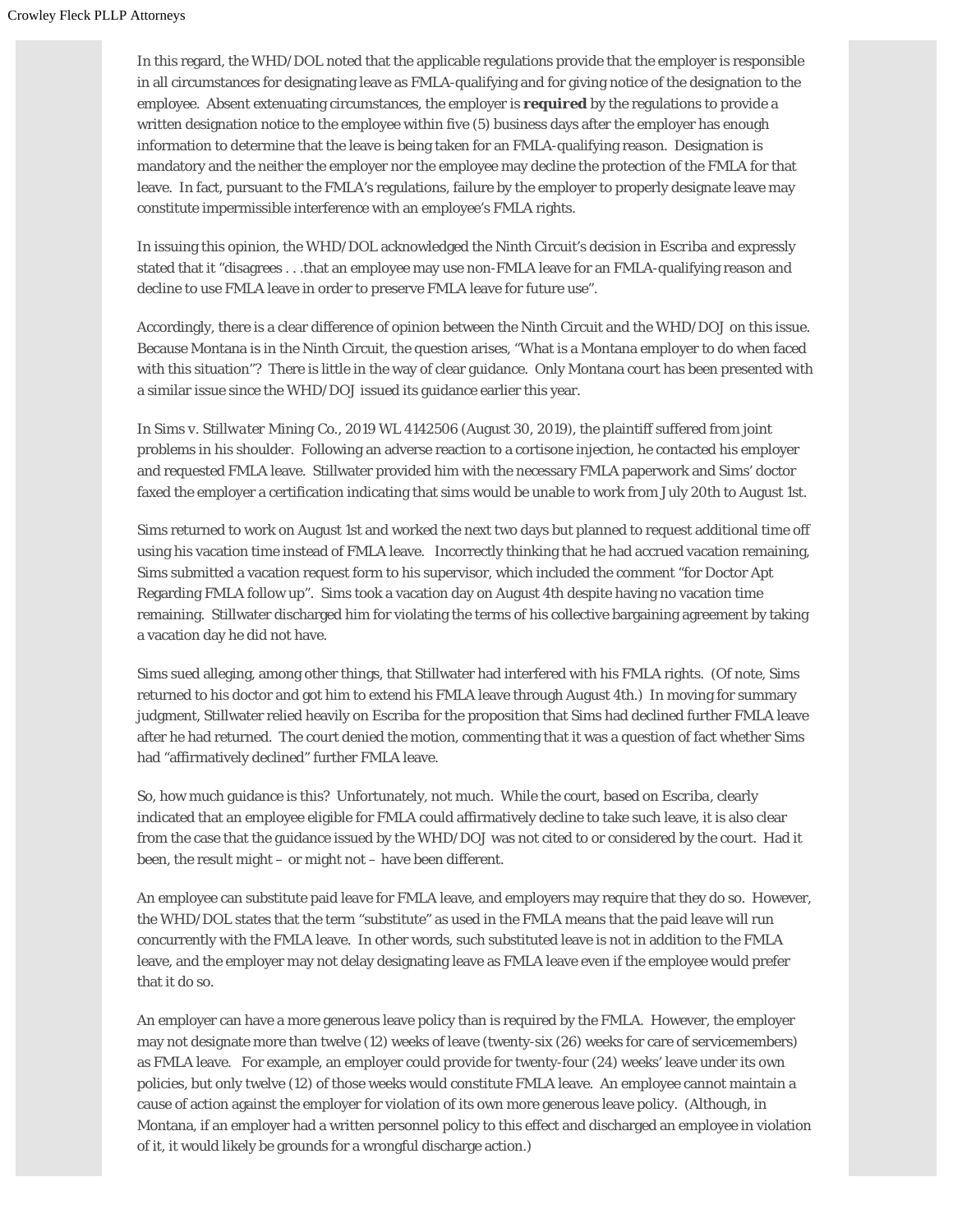In this regard, the WHD/DOL noted that the applicable regulations provide that the employer is responsible in all circumstances for designating leave as FMLA-qualifying and for giving notice of the designation to the employee. Absent extenuating circumstances, the employer is **required** by the regulations to provide a written designation notice to the employee within five (5) business days after the employer has enough information to determine that the leave is being taken for an FMLA-qualifying reason. Designation is mandatory and the neither the employer nor the employee may decline the protection of the FMLA for that leave. In fact, pursuant to the FMLA's regulations, failure by the employer to properly designate leave may constitute impermissible interference with an employee's FMLA rights.

In issuing this opinion, the WHD/DOL acknowledged the Ninth Circuit's decision in *Escriba* and expressly stated that it "disagrees . . .that an employee may use non-FMLA leave for an FMLA-qualifying reason and decline to use FMLA leave in order to preserve FMLA leave for future use".

Accordingly, there is a clear difference of opinion between the Ninth Circuit and the WHD/DOJ on this issue. Because Montana is in the Ninth Circuit, the question arises, "What is a Montana employer to do when faced with this situation"? There is little in the way of clear guidance. Only Montana court has been presented with a similar issue since the WHD/DOJ issued its guidance earlier this year.

In *Sims v. Stillwater Mining Co.*, 2019 WL 4142506 (August 30, 2019), the plaintiff suffered from joint problems in his shoulder. Following an adverse reaction to a cortisone injection, he contacted his employer and requested FMLA leave. Stillwater provided him with the necessary FMLA paperwork and Sims' doctor faxed the employer a certification indicating that sims would be unable to work from July 20th to August 1st.

Sims returned to work on August 1st and worked the next two days but planned to request additional time off using his vacation time instead of FMLA leave. Incorrectly thinking that he had accrued vacation remaining, Sims submitted a vacation request form to his supervisor, which included the comment "for Doctor Apt Regarding FMLA follow up". Sims took a vacation day on August 4th despite having no vacation time remaining. Stillwater discharged him for violating the terms of his collective bargaining agreement by taking a vacation day he did not have.

Sims sued alleging, among other things, that Stillwater had interfered with his FMLA rights. (Of note, Sims returned to his doctor and got him to extend his FMLA leave through August 4th.) In moving for summary judgment, Stillwater relied heavily on *Escriba* for the proposition that Sims had declined further FMLA leave after he had returned. The court denied the motion, commenting that it was a question of fact whether Sims had "affirmatively declined" further FMLA leave.

So, how much guidance is this? Unfortunately, not much. While the court, based on *Escriba*, clearly indicated that an employee eligible for FMLA could affirmatively decline to take such leave, it is also clear from the case that the guidance issued by the WHD/DOJ was not cited to or considered by the court. Had it been, the result might – or might not – have been different.

An employee can substitute paid leave for FMLA leave, and employers may require that they do so. However, the WHD/DOL states that the term "substitute" as used in the FMLA means that the paid leave will run concurrently with the FMLA leave. In other words, such substituted leave is not in addition to the FMLA leave, and the employer may not delay designating leave as FMLA leave even if the employee would prefer that it do so.

An employer can have a more generous leave policy than is required by the FMLA. However, the employer may not designate more than twelve (12) weeks of leave (twenty-six (26) weeks for care of servicemembers) as FMLA leave. For example, an employer could provide for twenty-four (24) weeks' leave under its own policies, but only twelve (12) of those weeks would constitute FMLA leave. An employee cannot maintain a cause of action against the employer for violation of its own more generous leave policy. (Although, in Montana, if an employer had a written personnel policy to this effect and discharged an employee in violation of it, it would likely be grounds for a wrongful discharge action.)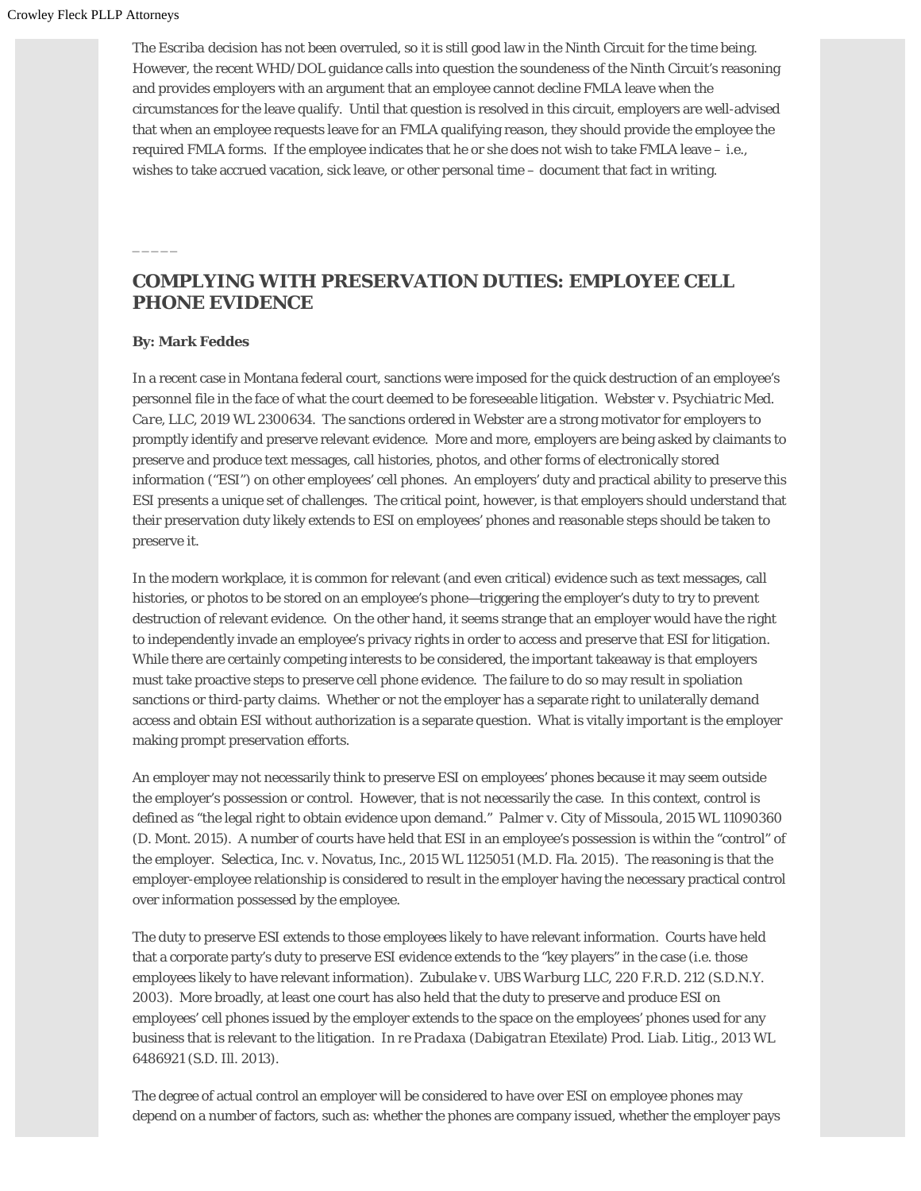The *Escriba* decision has not been overruled, so it is still good law in the Ninth Circuit for the time being. However, the recent WHD/DOL guidance calls into question the soundeness of the Ninth Circuit's reasoning and provides employers with an argument that an employee cannot decline FMLA leave when the circumstances for the leave qualify. Until that question is resolved in this circuit, employers are well-advised that when an employee requests leave for an FMLA qualifying reason, they should provide the employee the required FMLA forms. If the employee indicates that he or she does not wish to take FMLA leave – i.e., wishes to take accrued vacation, sick leave, or other personal time – document that fact in writing.

_____

## COMPLYING WITH PRESERVATION DUTIES: EMPLOYEE CELL PHONE EVIDENCE

**By: Mark Feddes**

In a recent case in Montana federal court, sanctions were imposed for the quick destruction of an employee's personnel file in the face of what the court deemed to be foreseeable litigation. *Webster v. Psychiatric Med. Care, LLC*, 2019 WL 2300634. The sanctions ordered in Webster are a strong motivator for employers to promptly identify and preserve relevant evidence. More and more, employers are being asked by claimants to preserve and produce text messages, call histories, photos, and other forms of electronically stored information ("ESI") on other employees' cell phones. An employers' duty and practical ability to preserve this ESI presents a unique set of challenges. The critical point, however, is that employers should understand that their preservation duty likely extends to ESI on employees' phones and reasonable steps should be taken to preserve it.

In the modern workplace, it is common for relevant (and even critical) evidence such as text messages, call histories, or photos to be stored on an employee's phone—triggering the employer's duty to try to prevent destruction of relevant evidence. On the other hand, it seems strange that an employer would have the right to independently invade an employee's privacy rights in order to access and preserve that ESI for litigation. While there are certainly competing interests to be considered, the important takeaway is that employers must take proactive steps to preserve cell phone evidence. The failure to do so may result in spoliation sanctions or third-party claims. Whether or not the employer has a separate right to unilaterally demand access and obtain ESI without authorization is a separate question. What is vitally important is the employer making prompt preservation efforts.

An employer may not necessarily think to preserve ESI on employees' phones because it may seem outside the employer's possession or control. However, that is not necessarily the case. In this context, control is defined as "the legal right to obtain evidence upon demand." *Palmer v. City of Missoula*, 2015 WL 11090360 (D. Mont. 2015). A number of courts have held that ESI in an employee's possession is within the "control" of the employer. *Selectica, Inc. v. Novatus, Inc.*, 2015 WL 1125051 (M.D. Fla. 2015). The reasoning is that the employer-employee relationship is considered to result in the employer having the necessary practical control over information possessed by the employee.

The duty to preserve ESI extends to those employees likely to have relevant information. Courts have held that a corporate party's duty to preserve ESI evidence extends to the "key players" in the case (i.e. those employees likely to have relevant information). *Zubulake v. UBS Warburg LLC*, 220 F.R.D. 212 (S.D.N.Y. 2003). More broadly, at least one court has also held that the duty to preserve and produce ESI on employees' cell phones issued by the employer extends to the space on the employees' phones used for any business that is relevant to the litigation. *In re Pradaxa (Dabigatran Etexilate) Prod. Liab. Litig.*, 2013 WL 6486921 (S.D. Ill. 2013).

The degree of actual control an employer will be considered to have over ESI on employee phones may depend on a number of factors, such as: whether the phones are company issued, whether the employer pays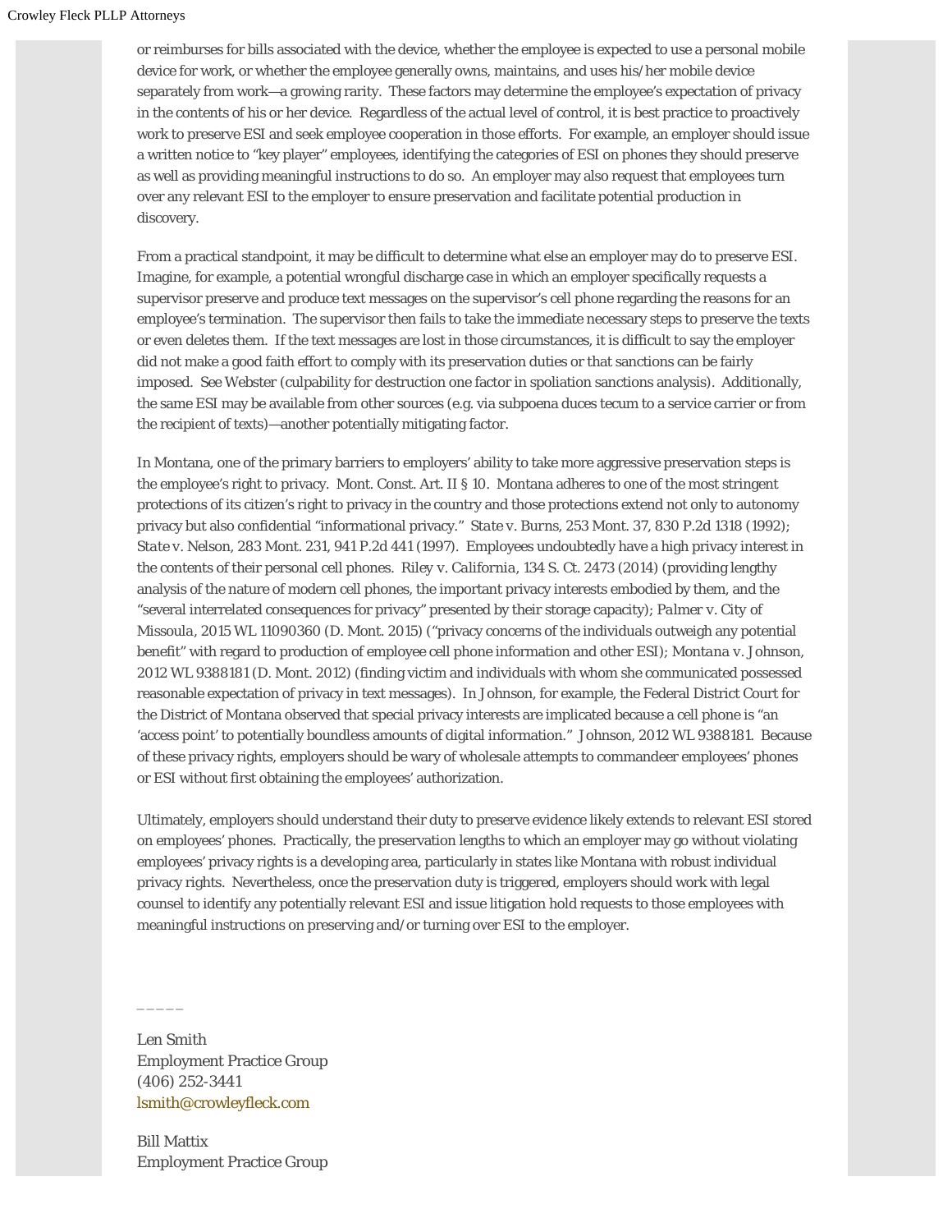or reimburses for bills associated with the device, whether the employee is expected to use a personal mobile device for work, or whether the employee generally owns, maintains, and uses his/her mobile device separately from work—a growing rarity. These factors may determine the employee's expectation of privacy in the contents of his or her device. Regardless of the actual level of control, it is best practice to proactively work to preserve ESI and seek employee cooperation in those efforts. For example, an employer should issue a written notice to "key player" employees, identifying the categories of ESI on phones they should preserve as well as providing meaningful instructions to do so. An employer may also request that employees turn over any relevant ESI to the employer to ensure preservation and facilitate potential production in discovery.

From a practical standpoint, it may be difficult to determine what else an employer may do to preserve ESI. Imagine, for example, a potential wrongful discharge case in which an employer specifically requests a supervisor preserve and produce text messages on the supervisor's cell phone regarding the reasons for an employee's termination. The supervisor then fails to take the immediate necessary steps to preserve the texts or even deletes them. If the text messages are lost in those circumstances, it is difficult to say the employer did not make a good faith effort to comply with its preservation duties or that sanctions can be fairly imposed. See Webster (culpability for destruction one factor in spoliation sanctions analysis). Additionally, the same ESI may be available from other sources (e.g. via subpoena duces tecum to a service carrier or from the recipient of texts)—another potentially mitigating factor.

In Montana, one of the primary barriers to employers' ability to take more aggressive preservation steps is the employee's right to privacy. Mont. Const. Art. II § 10. Montana adheres to one of the most stringent protections of its citizen's right to privacy in the country and those protections extend not only to autonomy privacy but also confidential "informational privacy." *State v. Burns*, 253 Mont. 37, 830 P.2d 1318 (1992); *State v. Nelson*, 283 Mont. 231, 941 P.2d 441 (1997). Employees undoubtedly have a high privacy interest in the contents of their personal cell phones. *Riley v. California*, 134 S. Ct. 2473 (2014) (providing lengthy analysis of the nature of modern cell phones, the important privacy interests embodied by them, and the "several interrelated consequences for privacy" presented by their storage capacity); *Palmer v. City of Missoula*, 2015 WL 11090360 (D. Mont. 2015) ("privacy concerns of the individuals outweigh any potential benefit" with regard to production of employee cell phone information and other ESI); *Montana v. Johnson*, 2012 WL 9388181 (D. Mont. 2012) (finding victim and individuals with whom she communicated possessed reasonable expectation of privacy in text messages). In *Johnson*, for example, the Federal District Court for the District of Montana observed that special privacy interests are implicated because a cell phone is "an 'access point' to potentially boundless amounts of digital information." *Johnson*, 2012 WL 9388181. Because of these privacy rights, employers should be wary of wholesale attempts to commandeer employees' phones or ESI without first obtaining the employees' authorization.

Ultimately, employers should understand their duty to preserve evidence likely extends to relevant ESI stored on employees' phones. Practically, the preservation lengths to which an employer may go without violating employees' privacy rights is a developing area, particularly in states like Montana with robust individual privacy rights. Nevertheless, once the preservation duty is triggered, employers should work with legal counsel to identify any potentially relevant ESI and issue litigation hold requests to those employees with meaningful instructions on preserving and/or turning over ESI to the employer.

_____

Len Smith
Employment Practice Group
(406) 252-3441
lsmith@crowleyfleck.com

Bill Mattix
Employment Practice Group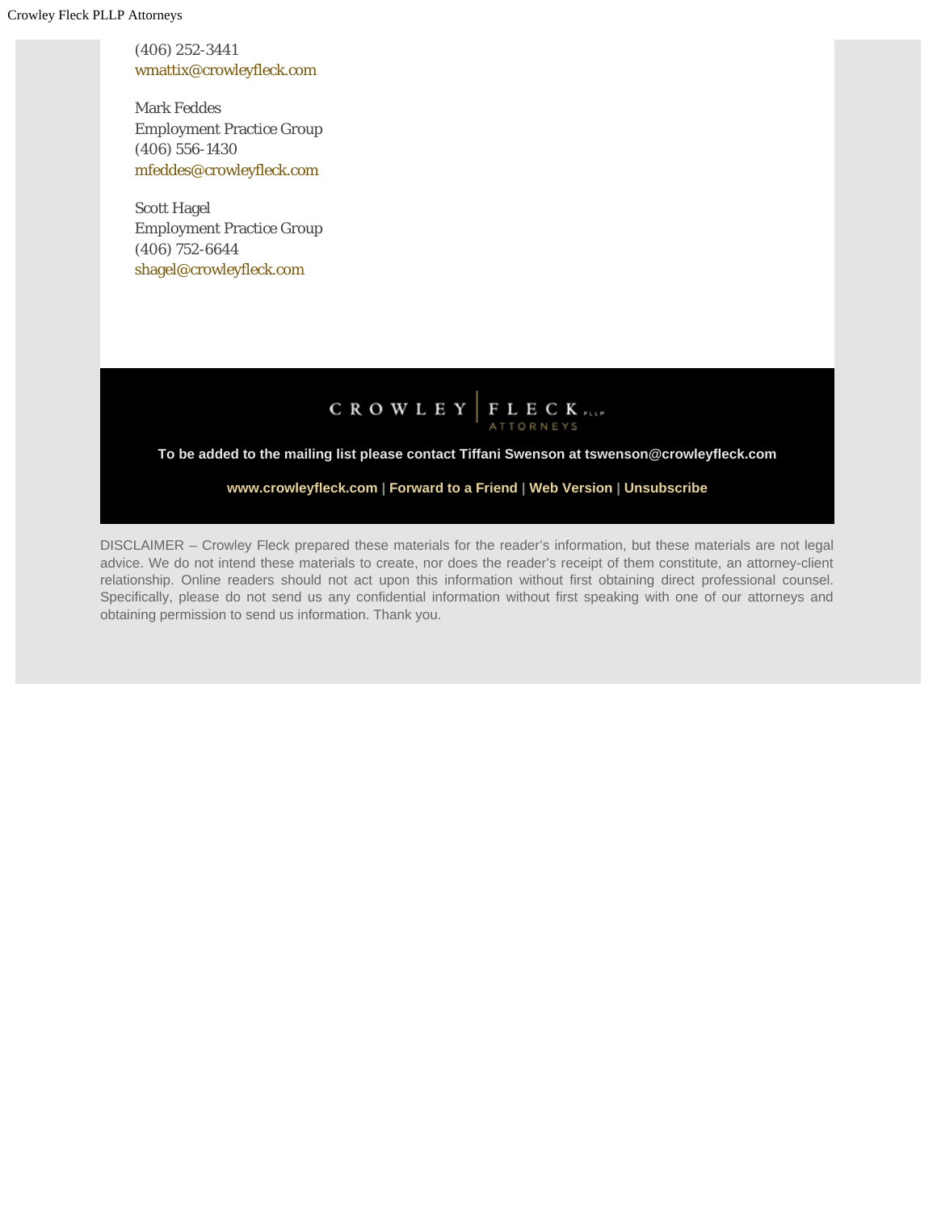(406) 252-3441
wmattix@crowleyfleck.com

Mark Feddes
Employment Practice Group
(406) 556-1430
mfeddes@crowleyfleck.com

Scott Hagel
Employment Practice Group
(406) 752-6644
shagel@crowleyfleck.com

CROWLEY | FLECK PLLP
ATTORNEYS

**To be added to the mailing list please contact Tiffani Swenson at tswenson@crowleyfleck.com**

**www.crowleyfleck.com | Forward to a Friend | Web Version | Unsubscribe**

DISCLAIMER – Crowley Fleck prepared these materials for the reader's information, but these materials are not legal advice. We do not intend these materials to create, nor does the reader's receipt of them constitute, an attorney-client relationship. Online readers should not act upon this information without first obtaining direct professional counsel. Specifically, please do not send us any confidential information without first speaking with one of our attorneys and obtaining permission to send us information. Thank you.